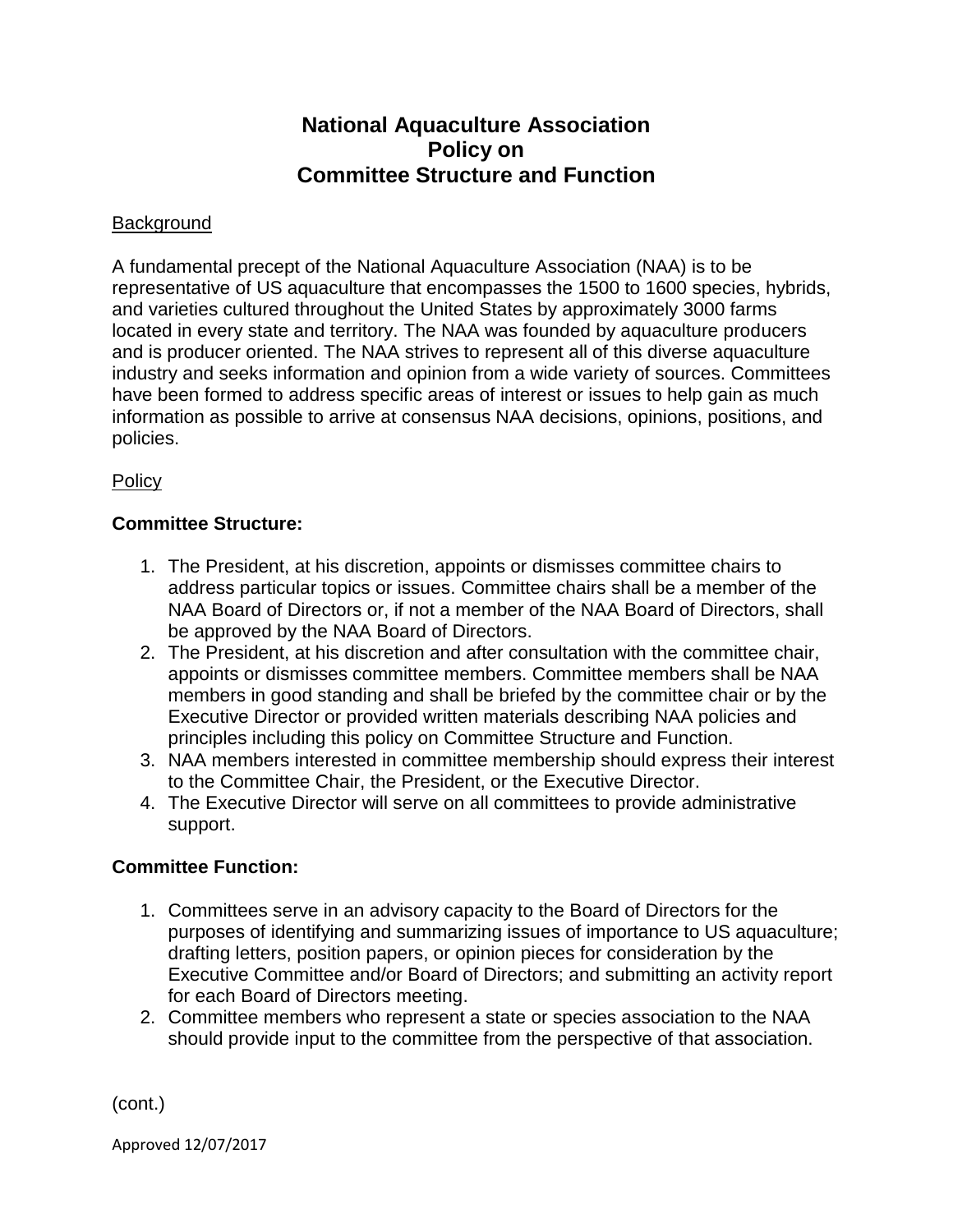# National Aquaculture Association Policy on Committee Structure and Function

Background

A fundamental precept of the National Aquaculture Association (NAA) is to be representative of US aquaculture that encompasses the 1500 to 1600 species, hybrids, and varieties cultured throughout the United States by approximately 3000 farms located in every state and territory. The NAA was founded by aquaculture producers and is producer oriented. The NAA strives to represent all of this diverse aquaculture industry and seeks information and opinion from a wide variety of sources. Committees have been formed to address specific areas of interest or issues to help gain as much information as possible to arrive at consensus NAA decisions, opinions, positions, and policies.

Policy

**Committee Structure:**

1. The President, at his discretion, appoints or dismisses committee chairs to address particular topics or issues. Committee chairs shall be a member of the NAA Board of Directors or, if not a member of the NAA Board of Directors, shall be approved by the NAA Board of Directors.
2. The President, at his discretion and after consultation with the committee chair, appoints or dismisses committee members. Committee members shall be NAA members in good standing and shall be briefed by the committee chair or by the Executive Director or provided written materials describing NAA policies and principles including this policy on Committee Structure and Function.
3. NAA members interested in committee membership should express their interest to the Committee Chair, the President, or the Executive Director.
4. The Executive Director will serve on all committees to provide administrative support.

**Committee Function:**

1. Committees serve in an advisory capacity to the Board of Directors for the purposes of identifying and summarizing issues of importance to US aquaculture; drafting letters, position papers, or opinion pieces for consideration by the Executive Committee and/or Board of Directors; and submitting an activity report for each Board of Directors meeting.
2. Committee members who represent a state or species association to the NAA should provide input to the committee from the perspective of that association.

(cont.)

Approved 12/07/2017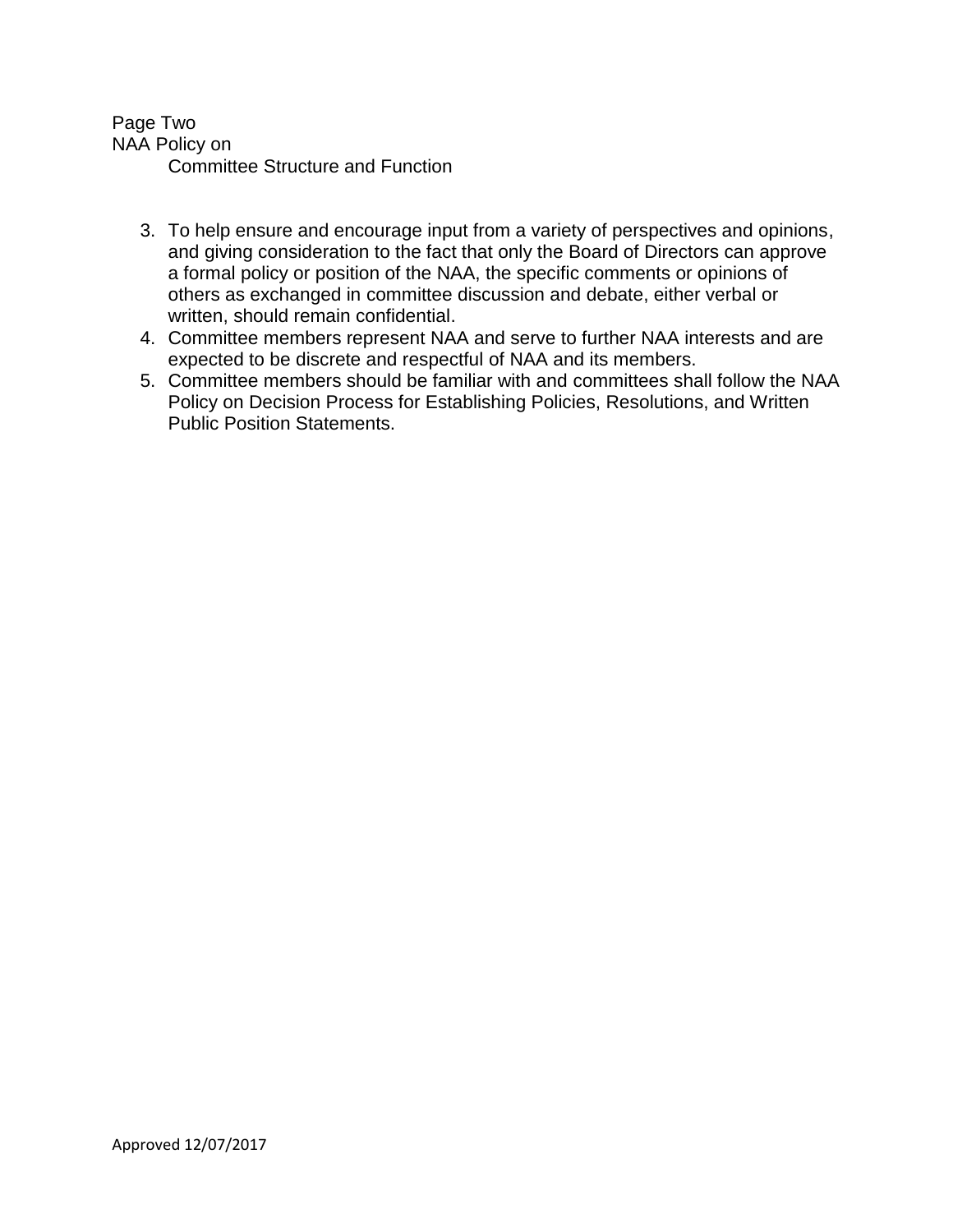3. To help ensure and encourage input from a variety of perspectives and opinions, and giving consideration to the fact that only the Board of Directors can approve a formal policy or position of the NAA, the specific comments or opinions of others as exchanged in committee discussion and debate, either verbal or written, should remain confidential.
4. Committee members represent NAA and serve to further NAA interests and are expected to be discrete and respectful of NAA and its members.
5. Committee members should be familiar with and committees shall follow the NAA Policy on Decision Process for Establishing Policies, Resolutions, and Written Public Position Statements.